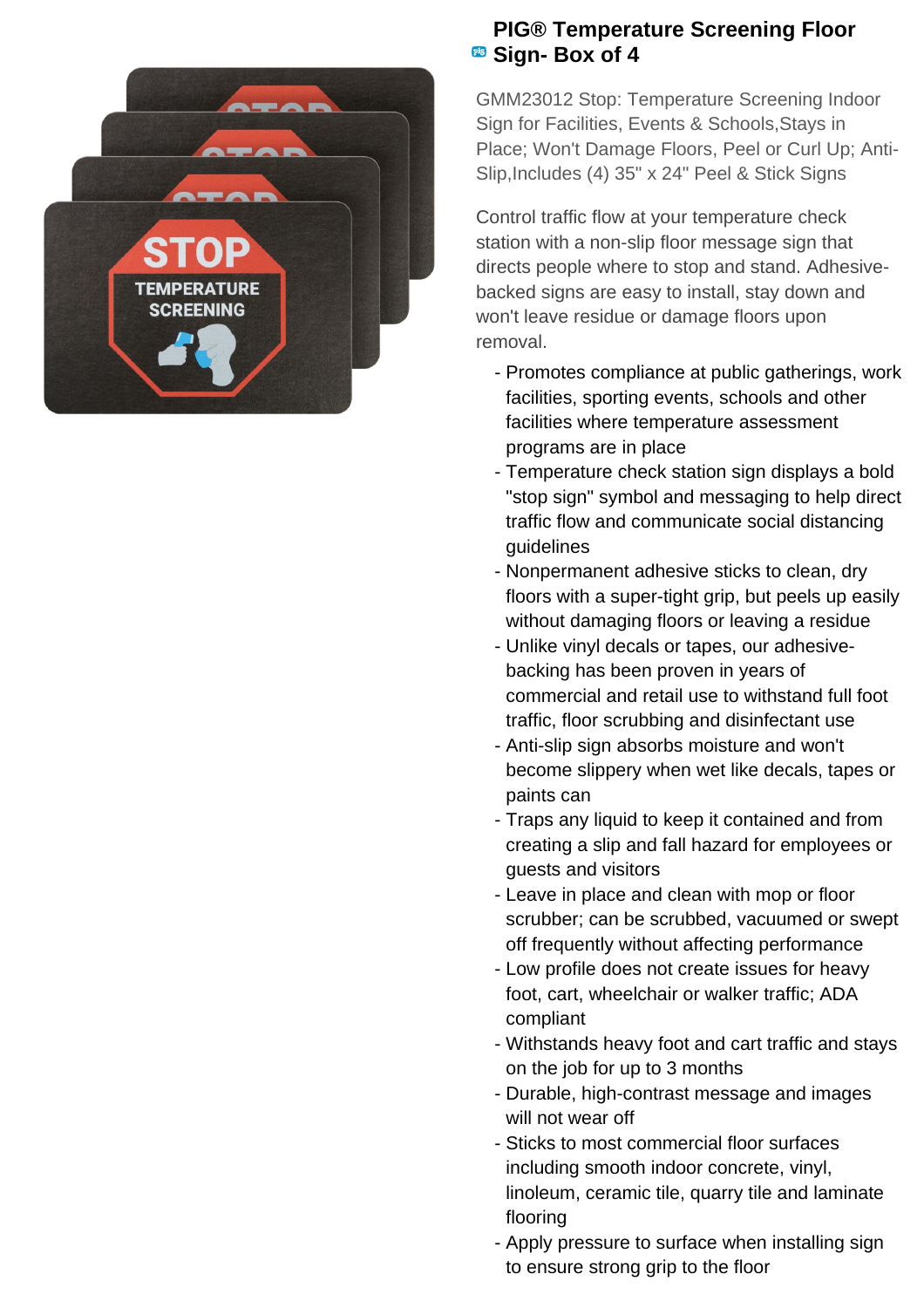# PIG® Temperature Screening Floor Sign- Box of 4

GMM23012 Stop: Temperature Screening Indoor Sign for Facilities, Events & Schools,Stays in Place; Won't Damage Floors, Peel or Curl Up; Anti-Slip,Includes (4) 35" x 24" Peel & Stick Signs

Control traffic flow at your temperature check station with a non-slip floor message sign that directs people where to stop and stand. Adhesive-backed signs are easy to install, stay down and won't leave residue or damage floors upon removal.

- Promotes compliance at public gatherings, work facilities, sporting events, schools and other facilities where temperature assessment programs are in place
- Temperature check station sign displays a bold "stop sign" symbol and messaging to help direct traffic flow and communicate social distancing guidelines
- Nonpermanent adhesive sticks to clean, dry floors with a super-tight grip, but peels up easily without damaging floors or leaving a residue
- Unlike vinyl decals or tapes, our adhesive-backing has been proven in years of commercial and retail use to withstand full foot traffic, floor scrubbing and disinfectant use
- Anti-slip sign absorbs moisture and won't become slippery when wet like decals, tapes or paints can
- Traps any liquid to keep it contained and from creating a slip and fall hazard for employees or guests and visitors
- Leave in place and clean with mop or floor scrubber; can be scrubbed, vacuumed or swept off frequently without affecting performance
- Low profile does not create issues for heavy foot, cart, wheelchair or walker traffic; ADA compliant
- Withstands heavy foot and cart traffic and stays on the job for up to 3 months
- Durable, high-contrast message and images will not wear off
- Sticks to most commercial floor surfaces including smooth indoor concrete, vinyl, linoleum, ceramic tile, quarry tile and laminate flooring
- Apply pressure to surface when installing sign to ensure strong grip to the floor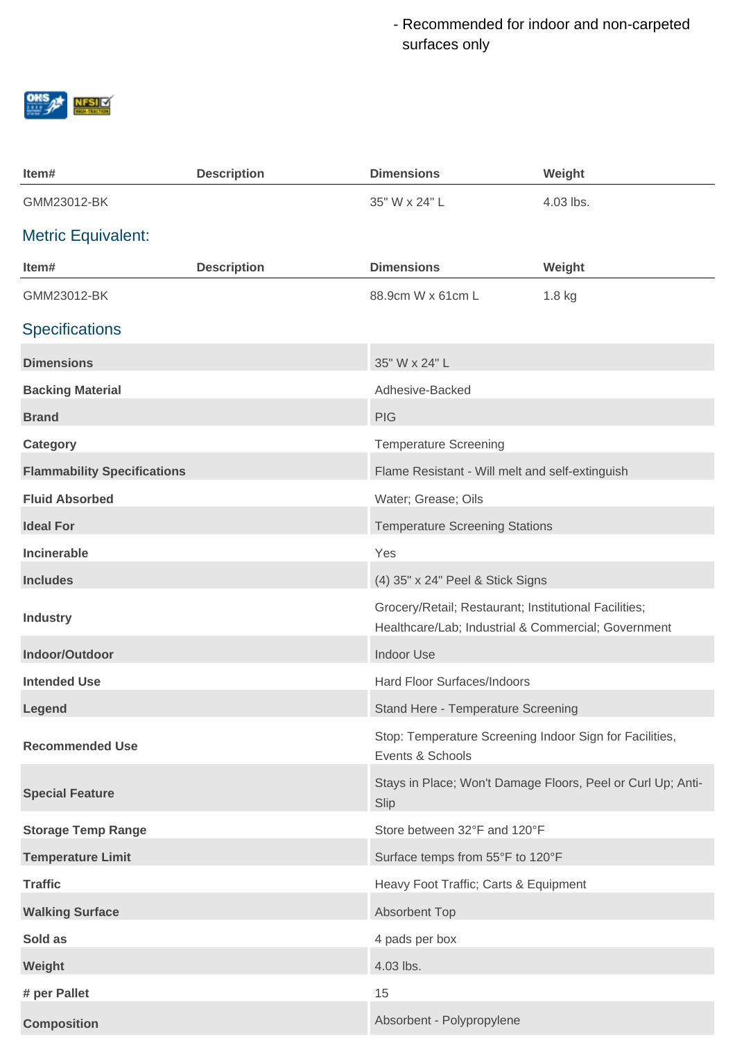- Recommended for indoor and non-carpeted surfaces only

| Item# | Description | Dimensions | Weight |
|---|---|---|---|
| GMM23012-BK | | 35" W x 24" L | 4.03 lbs. |

## Metric Equivalent:

| Item# | Description | Dimensions | Weight |
|---|---|---|---|
| GMM23012-BK | | 88.9cm W x 61cm L | 1.8 kg |

## Specifications

| | |
|---|---|
| **Dimensions** | 35" W x 24" L |
| **Backing Material** | Adhesive-Backed |
| **Brand** | PIG |
| **Category** | Temperature Screening |
| **Flammability Specifications** | Flame Resistant - Will melt and self-extinguish |
| **Fluid Absorbed** | Water; Grease; Oils |
| **Ideal For** | Temperature Screening Stations |
| **Incinerable** | Yes |
| **Includes** | (4) 35" x 24" Peel & Stick Signs |
| **Industry** | Grocery/Retail; Restaurant; Institutional Facilities; Healthcare/Lab; Industrial & Commercial; Government |
| **Indoor/Outdoor** | Indoor Use |
| **Intended Use** | Hard Floor Surfaces/Indoors |
| **Legend** | Stand Here - Temperature Screening |
| **Recommended Use** | Stop: Temperature Screening Indoor Sign for Facilities, Events & Schools |
| **Special Feature** | Stays in Place; Won't Damage Floors, Peel or Curl Up; Anti-Slip |
| **Storage Temp Range** | Store between 32°F and 120°F |
| **Temperature Limit** | Surface temps from 55°F to 120°F |
| **Traffic** | Heavy Foot Traffic; Carts & Equipment |
| **Walking Surface** | Absorbent Top |
| **Sold as** | 4 pads per box |
| **Weight** | 4.03 lbs. |
| **# per Pallet** | 15 |
| **Composition** | Absorbent - Polypropylene |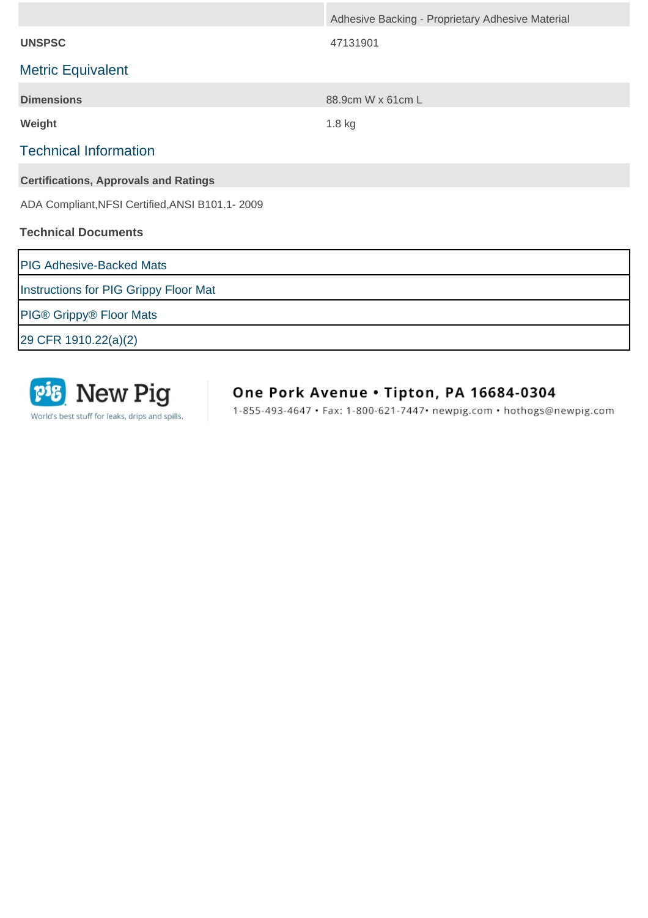| | |
|---|---|
| | Adhesive Backing - Proprietary Adhesive Material |
| **UNSPSC** | 47131901 |

## Metric Equivalent

| | |
|---|---|
| **Dimensions** | 88.9cm W x 61cm L |
| **Weight** | 1.8 kg |

## Technical Information

**Certifications, Approvals and Ratings**

ADA Compliant,NFSI Certified,ANSI B101.1- 2009

**Technical Documents**

| |
|---|
| PIG Adhesive-Backed Mats |
| Instructions for PIG Grippy Floor Mat |
| PIG® Grippy® Floor Mats |
| 29 CFR 1910.22(a)(2) |

New Pig
World's best stuff for leaks, drips and spills.

One Pork Avenue • Tipton, PA 16684-0304
1-855-493-4647 • Fax: 1-800-621-7447• newpig.com • hothogs@newpig.com